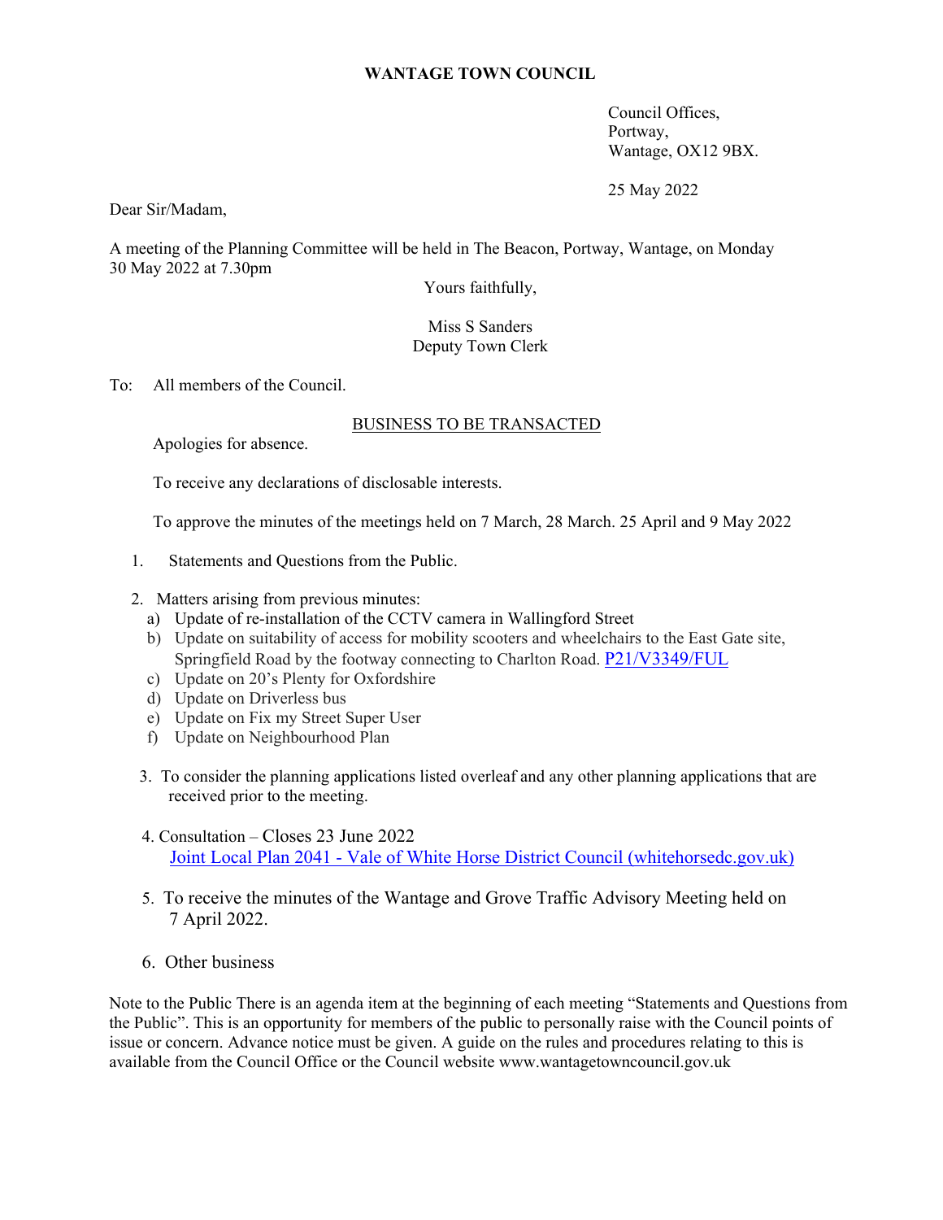**WANTAGE TOWN COUNCIL**

Council Offices,
Portway,
Wantage, OX12 9BX.

25 May 2022

Dear Sir/Madam,

A meeting of the Planning Committee will be held in The Beacon, Portway, Wantage, on Monday 30 May 2022 at 7.30pm

Yours faithfully,

Miss S Sanders
Deputy Town Clerk

To: All members of the Council.

BUSINESS TO BE TRANSACTED

Apologies for absence.

To receive any declarations of disclosable interests.

To approve the minutes of the meetings held on 7 March, 28 March. 25 April and 9 May 2022

1. Statements and Questions from the Public.

2. Matters arising from previous minutes:
   a) Update of re-installation of the CCTV camera in Wallingford Street
   b) Update on suitability of access for mobility scooters and wheelchairs to the East Gate site, Springfield Road by the footway connecting to Charlton Road. P21/V3349/FUL
   c) Update on 20's Plenty for Oxfordshire
   d) Update on Driverless bus
   e) Update on Fix my Street Super User
   f) Update on Neighbourhood Plan

3. To consider the planning applications listed overleaf and any other planning applications that are received prior to the meeting.

4. Consultation – Closes 23 June 2022
   Joint Local Plan 2041 - Vale of White Horse District Council (whitehorsedc.gov.uk)

5. To receive the minutes of the Wantage and Grove Traffic Advisory Meeting held on 7 April 2022.

6. Other business

Note to the Public There is an agenda item at the beginning of each meeting "Statements and Questions from the Public". This is an opportunity for members of the public to personally raise with the Council points of issue or concern. Advance notice must be given. A guide on the rules and procedures relating to this is available from the Council Office or the Council website www.wantagetowncouncil.gov.uk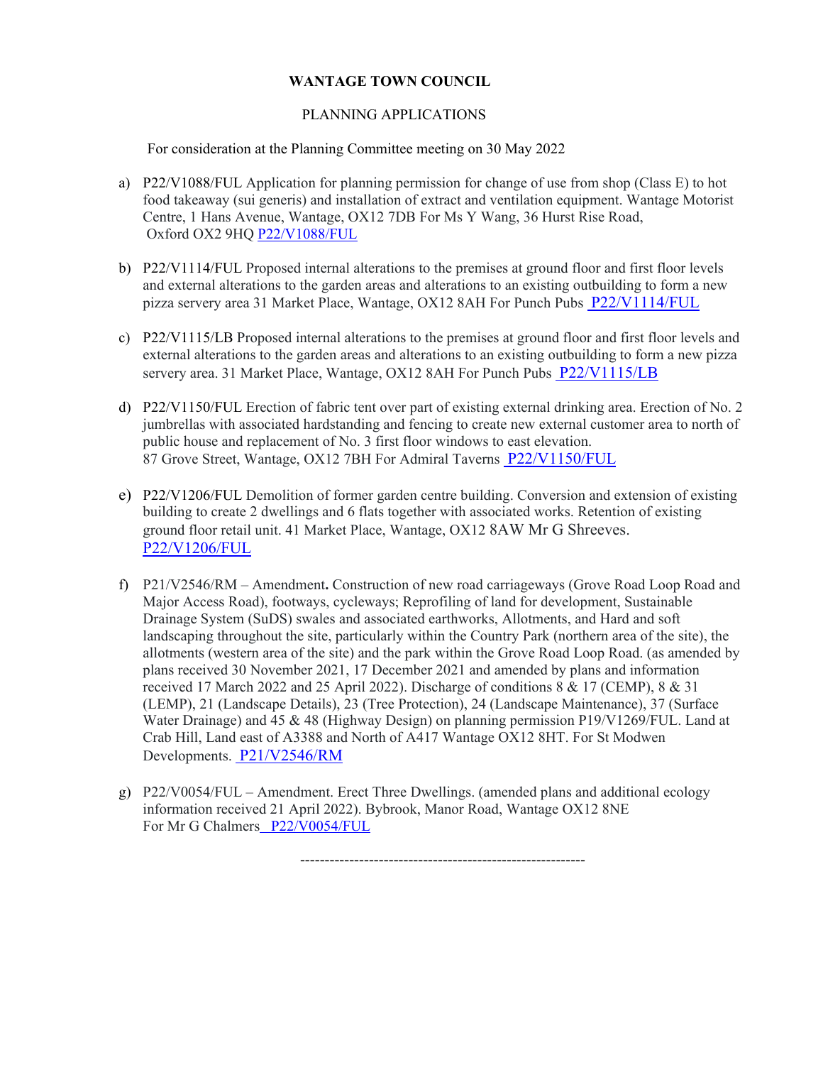**WANTAGE TOWN COUNCIL**

PLANNING APPLICATIONS

For consideration at the Planning Committee meeting on 30 May 2022

a) P22/V1088/FUL Application for planning permission for change of use from shop (Class E) to hot food takeaway (sui generis) and installation of extract and ventilation equipment. Wantage Motorist Centre, 1 Hans Avenue, Wantage, OX12 7DB For Ms Y Wang, 36 Hurst Rise Road, Oxford OX2 9HQ P22/V1088/FUL

b) P22/V1114/FUL Proposed internal alterations to the premises at ground floor and first floor levels and external alterations to the garden areas and alterations to an existing outbuilding to form a new pizza servery area 31 Market Place, Wantage, OX12 8AH For Punch Pubs P22/V1114/FUL

c) P22/V1115/LB Proposed internal alterations to the premises at ground floor and first floor levels and external alterations to the garden areas and alterations to an existing outbuilding to form a new pizza servery area. 31 Market Place, Wantage, OX12 8AH For Punch Pubs P22/V1115/LB

d) P22/V1150/FUL Erection of fabric tent over part of existing external drinking area. Erection of No. 2 jumbrellas with associated hardstanding and fencing to create new external customer area to north of public house and replacement of No. 3 first floor windows to east elevation. 87 Grove Street, Wantage, OX12 7BH For Admiral Taverns P22/V1150/FUL

e) P22/V1206/FUL Demolition of former garden centre building. Conversion and extension of existing building to create 2 dwellings and 6 flats together with associated works. Retention of existing ground floor retail unit. 41 Market Place, Wantage, OX12 8AW Mr G Shreeves. P22/V1206/FUL

f) P21/V2546/RM – Amendment**.** Construction of new road carriageways (Grove Road Loop Road and Major Access Road), footways, cycleways; Reprofiling of land for development, Sustainable Drainage System (SuDS) swales and associated earthworks, Allotments, and Hard and soft landscaping throughout the site, particularly within the Country Park (northern area of the site), the allotments (western area of the site) and the park within the Grove Road Loop Road. (as amended by plans received 30 November 2021, 17 December 2021 and amended by plans and information received 17 March 2022 and 25 April 2022). Discharge of conditions 8 & 17 (CEMP), 8 & 31 (LEMP), 21 (Landscape Details), 23 (Tree Protection), 24 (Landscape Maintenance), 37 (Surface Water Drainage) and 45 & 48 (Highway Design) on planning permission P19/V1269/FUL. Land at Crab Hill, Land east of A3388 and North of A417 Wantage OX12 8HT. For St Modwen Developments. P21/V2546/RM

g) P22/V0054/FUL – Amendment. Erect Three Dwellings. (amended plans and additional ecology information received 21 April 2022). Bybrook, Manor Road, Wantage OX12 8NE For Mr G Chalmers P22/V0054/FUL

---